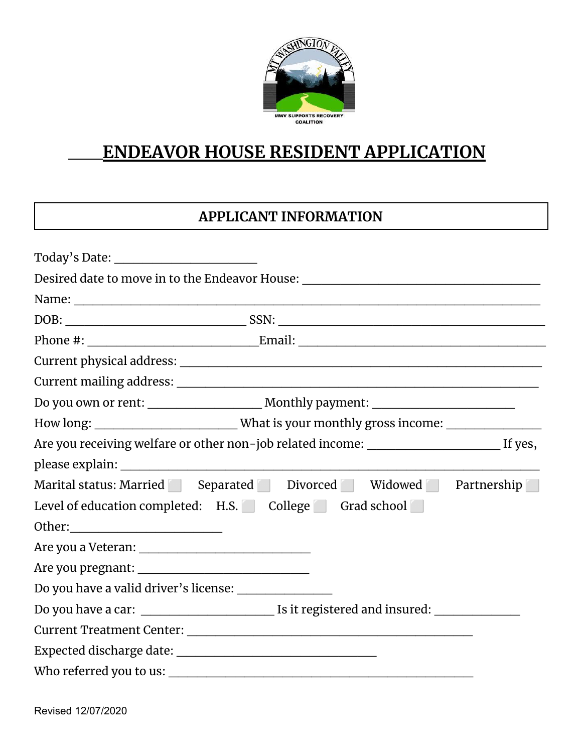# ENDEAVOR HOUSE RESIDENT APPLICATION

## APPLICANT INFORMATION

Today's Date: ______________________

Desired date to move in to the Endeavor House: ____________________________________

Name: ________________________________________________________________________

DOB: ___________________________ SSN: ________________________________________

Phone #: _________________________Email: _____________________________________

Current physical address: _______________________________________________________

Current mailing address: ________________________________________________________

Do you own or rent: _________________ Monthly payment: ______________________

How long: ______________________ What is your monthly gross income: _______________

Are you receiving welfare or other non-job related income: ____________________ If yes, please explain: ______________________________________________________________

Marital status: Married ☐ Separated ☐ Divorced ☐ Widowed ☐ Partnership ☐

Level of education completed: H.S. ☐ College ☐ Grad school ☐

Other:_______________________

Are you a Veteran: __________________________

Are you pregnant: __________________________

Do you have a valid driver's license: ______________

Do you have a car: ____________________ Is it registered and insured: _____________

Current Treatment Center: ____________________________________________

Expected discharge date: ______________________________

Who referred you to us: ______________________________________________

Revised 12/07/2020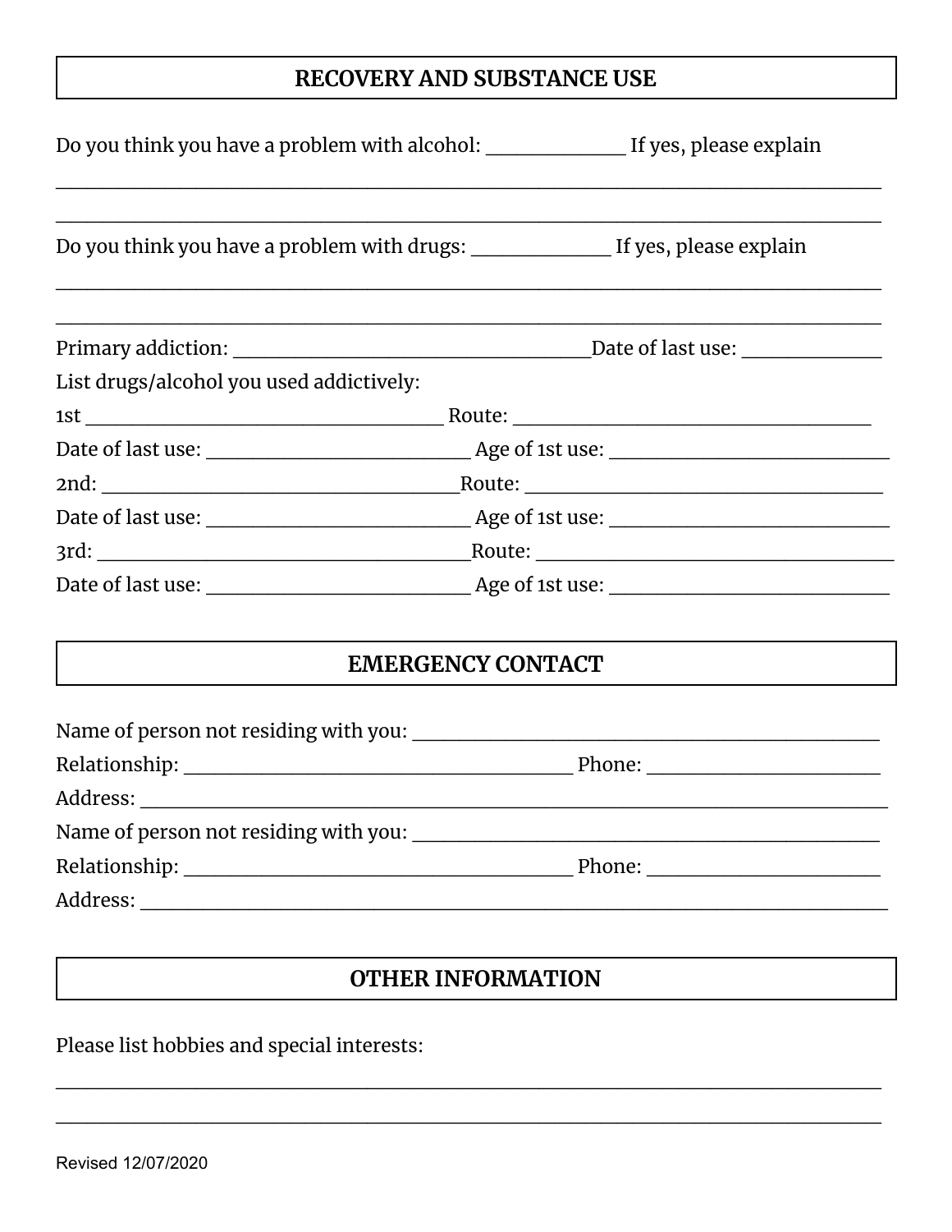## RECOVERY AND SUBSTANCE USE

Do you think you have a problem with alcohol: _____________ If yes, please explain

_______________________________________________________________________________

_______________________________________________________________________________

Do you think you have a problem with drugs: _____________ If yes, please explain

_______________________________________________________________________________

_______________________________________________________________________________

Primary addiction: _________________________________Date of last use: _____________

List drugs/alcohol you used addictively:

1st _________________________________ Route: _________________________________

Date of last use: _________________________ Age of 1st use: __________________________

2nd: _________________________________Route: _________________________________

Date of last use: _________________________ Age of 1st use: __________________________

3rd: __________________________________Route: _________________________________

Date of last use: _________________________ Age of 1st use: __________________________

## EMERGENCY CONTACT

Name of person not residing with you: ____________________________________________

Relationship: ____________________________________ Phone: ______________________

Address: ______________________________________________________________________

Name of person not residing with you: ____________________________________________

Relationship: ____________________________________ Phone: ______________________

Address: ______________________________________________________________________

## OTHER INFORMATION

Please list hobbies and special interests:

_______________________________________________________________________________

_______________________________________________________________________________

Revised 12/07/2020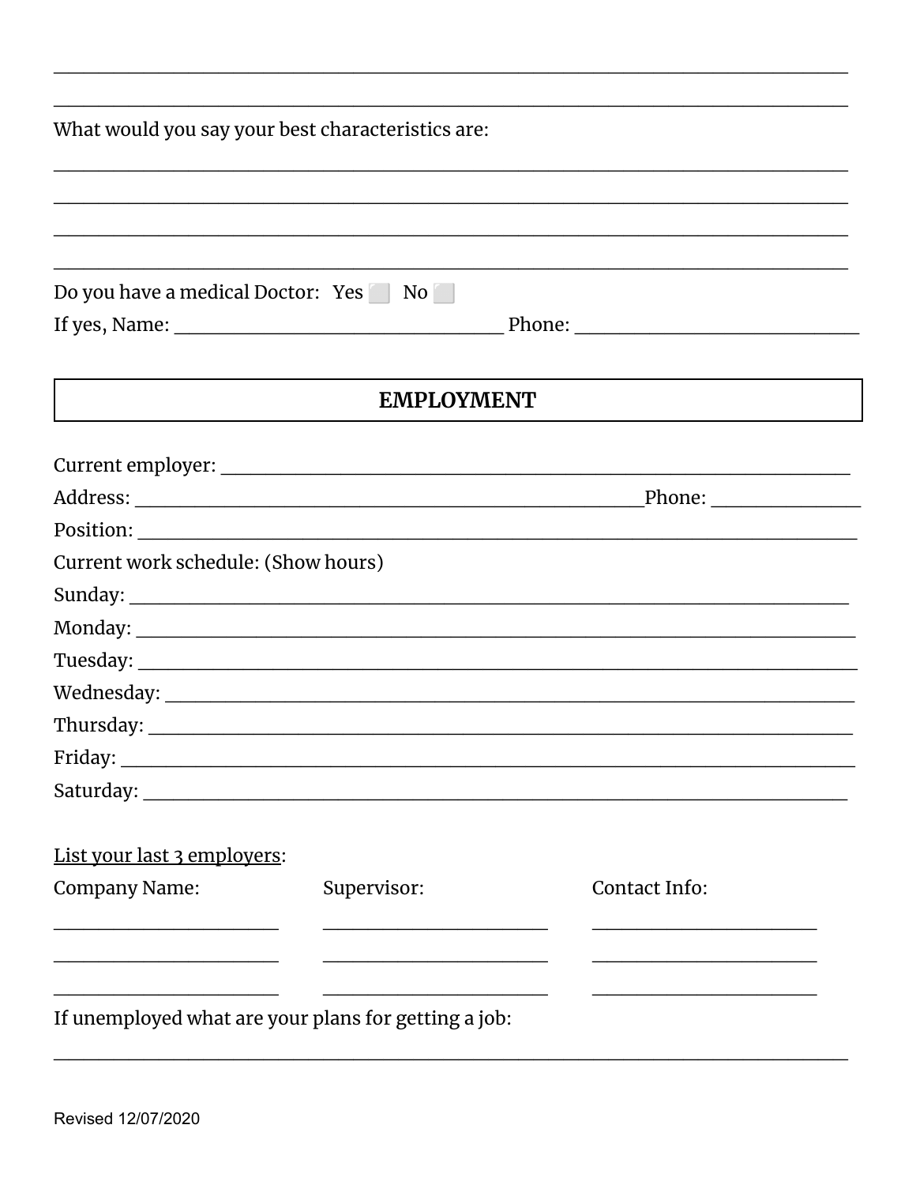\_\_\_\_\_\_\_\_\_\_\_\_\_\_\_\_\_\_\_\_\_\_\_\_\_\_\_\_\_\_\_\_\_\_\_\_\_\_\_\_\_\_\_\_\_\_\_\_\_\_\_\_\_\_\_\_\_\_\_\_\_\_\_\_\_\_\_\_\_\_\_\_\_\_\_\_

\_\_\_\_\_\_\_\_\_\_\_\_\_\_\_\_\_\_\_\_\_\_\_\_\_\_\_\_\_\_\_\_\_\_\_\_\_\_\_\_\_\_\_\_\_\_\_\_\_\_\_\_\_\_\_\_\_\_\_\_\_\_\_\_\_\_\_\_\_\_\_\_\_\_\_\_

What would you say your best characteristics are:

\_\_\_\_\_\_\_\_\_\_\_\_\_\_\_\_\_\_\_\_\_\_\_\_\_\_\_\_\_\_\_\_\_\_\_\_\_\_\_\_\_\_\_\_\_\_\_\_\_\_\_\_\_\_\_\_\_\_\_\_\_\_\_\_\_\_\_\_\_\_\_\_\_\_\_\_

\_\_\_\_\_\_\_\_\_\_\_\_\_\_\_\_\_\_\_\_\_\_\_\_\_\_\_\_\_\_\_\_\_\_\_\_\_\_\_\_\_\_\_\_\_\_\_\_\_\_\_\_\_\_\_\_\_\_\_\_\_\_\_\_\_\_\_\_\_\_\_\_\_\_\_\_

\_\_\_\_\_\_\_\_\_\_\_\_\_\_\_\_\_\_\_\_\_\_\_\_\_\_\_\_\_\_\_\_\_\_\_\_\_\_\_\_\_\_\_\_\_\_\_\_\_\_\_\_\_\_\_\_\_\_\_\_\_\_\_\_\_\_\_\_\_\_\_\_\_\_\_\_

\_\_\_\_\_\_\_\_\_\_\_\_\_\_\_\_\_\_\_\_\_\_\_\_\_\_\_\_\_\_\_\_\_\_\_\_\_\_\_\_\_\_\_\_\_\_\_\_\_\_\_\_\_\_\_\_\_\_\_\_\_\_\_\_\_\_\_\_\_\_\_\_\_\_\_\_

Do you have a medical Doctor: Yes ⬜ No ⬜

If yes, Name: \_\_\_\_\_\_\_\_\_\_\_\_\_\_\_\_\_\_\_\_\_\_\_\_\_\_\_\_\_\_\_\_ Phone: \_\_\_\_\_\_\_\_\_\_\_\_\_\_\_\_\_\_\_\_\_\_\_\_\_\_\_\_

## EMPLOYMENT

Current employer: \_\_\_\_\_\_\_\_\_\_\_\_\_\_\_\_\_\_\_\_\_\_\_\_\_\_\_\_\_\_\_\_\_\_\_\_\_\_\_\_\_\_\_\_\_\_\_\_\_\_\_\_\_\_\_\_\_\_\_\_

Address: \_\_\_\_\_\_\_\_\_\_\_\_\_\_\_\_\_\_\_\_\_\_\_\_\_\_\_\_\_\_\_\_\_\_\_\_\_\_\_\_\_\_\_\_\_\_\_\_\_\_Phone: \_\_\_\_\_\_\_\_\_\_\_\_\_\_\_

Position: \_\_\_\_\_\_\_\_\_\_\_\_\_\_\_\_\_\_\_\_\_\_\_\_\_\_\_\_\_\_\_\_\_\_\_\_\_\_\_\_\_\_\_\_\_\_\_\_\_\_\_\_\_\_\_\_\_\_\_\_\_\_\_\_\_\_\_\_

Current work schedule: (Show hours)

Sunday: \_\_\_\_\_\_\_\_\_\_\_\_\_\_\_\_\_\_\_\_\_\_\_\_\_\_\_\_\_\_\_\_\_\_\_\_\_\_\_\_\_\_\_\_\_\_\_\_\_\_\_\_\_\_\_\_\_\_\_\_\_\_\_\_\_\_\_\_

Monday: \_\_\_\_\_\_\_\_\_\_\_\_\_\_\_\_\_\_\_\_\_\_\_\_\_\_\_\_\_\_\_\_\_\_\_\_\_\_\_\_\_\_\_\_\_\_\_\_\_\_\_\_\_\_\_\_\_\_\_\_\_\_\_\_\_\_\_\_

Tuesday: \_\_\_\_\_\_\_\_\_\_\_\_\_\_\_\_\_\_\_\_\_\_\_\_\_\_\_\_\_\_\_\_\_\_\_\_\_\_\_\_\_\_\_\_\_\_\_\_\_\_\_\_\_\_\_\_\_\_\_\_\_\_\_\_\_\_\_\_

Wednesday: \_\_\_\_\_\_\_\_\_\_\_\_\_\_\_\_\_\_\_\_\_\_\_\_\_\_\_\_\_\_\_\_\_\_\_\_\_\_\_\_\_\_\_\_\_\_\_\_\_\_\_\_\_\_\_\_\_\_\_\_\_\_\_\_\_\_

Thursday: \_\_\_\_\_\_\_\_\_\_\_\_\_\_\_\_\_\_\_\_\_\_\_\_\_\_\_\_\_\_\_\_\_\_\_\_\_\_\_\_\_\_\_\_\_\_\_\_\_\_\_\_\_\_\_\_\_\_\_\_\_\_\_\_\_\_\_

Friday: \_\_\_\_\_\_\_\_\_\_\_\_\_\_\_\_\_\_\_\_\_\_\_\_\_\_\_\_\_\_\_\_\_\_\_\_\_\_\_\_\_\_\_\_\_\_\_\_\_\_\_\_\_\_\_\_\_\_\_\_\_\_\_\_\_\_\_\_\_

Saturday: \_\_\_\_\_\_\_\_\_\_\_\_\_\_\_\_\_\_\_\_\_\_\_\_\_\_\_\_\_\_\_\_\_\_\_\_\_\_\_\_\_\_\_\_\_\_\_\_\_\_\_\_\_\_\_\_\_\_\_\_\_\_\_\_\_\_\_

List your last 3 employers:

| Company Name: | Supervisor: | Contact Info: |
| --- | --- | --- |
| \_\_\_\_\_\_\_\_\_\_\_\_\_\_\_\_\_\_\_\_\_\_ | \_\_\_\_\_\_\_\_\_\_\_\_\_\_\_\_\_\_\_\_\_\_ | \_\_\_\_\_\_\_\_\_\_\_\_\_\_\_\_\_\_\_\_\_\_ |
| \_\_\_\_\_\_\_\_\_\_\_\_\_\_\_\_\_\_\_\_\_\_ | \_\_\_\_\_\_\_\_\_\_\_\_\_\_\_\_\_\_\_\_\_\_ | \_\_\_\_\_\_\_\_\_\_\_\_\_\_\_\_\_\_\_\_\_\_ |
| \_\_\_\_\_\_\_\_\_\_\_\_\_\_\_\_\_\_\_\_\_\_ | \_\_\_\_\_\_\_\_\_\_\_\_\_\_\_\_\_\_\_\_\_\_ | \_\_\_\_\_\_\_\_\_\_\_\_\_\_\_\_\_\_\_\_\_\_ |

If unemployed what are your plans for getting a job:

\_\_\_\_\_\_\_\_\_\_\_\_\_\_\_\_\_\_\_\_\_\_\_\_\_\_\_\_\_\_\_\_\_\_\_\_\_\_\_\_\_\_\_\_\_\_\_\_\_\_\_\_\_\_\_\_\_\_\_\_\_\_\_\_\_\_\_\_\_\_\_\_\_\_\_\_

Revised 12/07/2020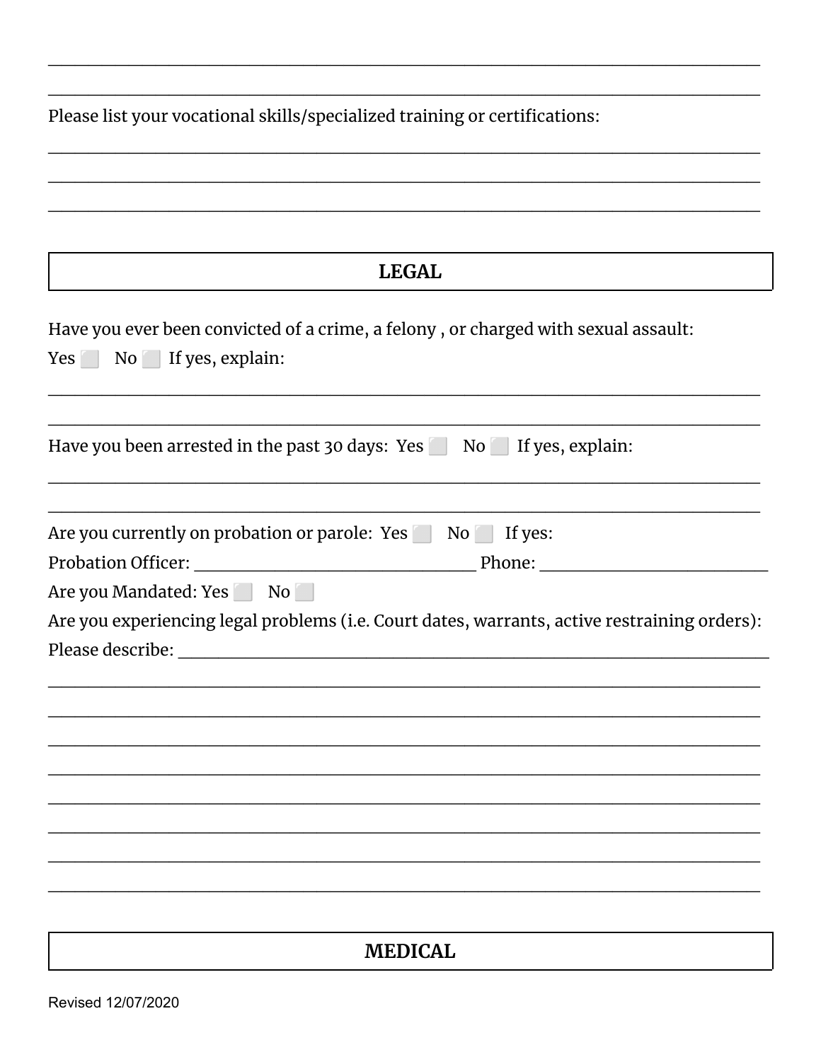\_\_\_\_\_\_\_\_\_\_\_\_\_\_\_\_\_\_\_\_\_\_\_\_\_\_\_\_\_\_\_\_\_\_\_\_\_\_\_\_\_\_\_\_\_\_\_\_\_\_\_\_\_\_\_\_\_\_\_\_\_\_\_\_\_\_\_\_\_\_\_\_

\_\_\_\_\_\_\_\_\_\_\_\_\_\_\_\_\_\_\_\_\_\_\_\_\_\_\_\_\_\_\_\_\_\_\_\_\_\_\_\_\_\_\_\_\_\_\_\_\_\_\_\_\_\_\_\_\_\_\_\_\_\_\_\_\_\_\_\_\_\_\_\_

Please list your vocational skills/specialized training or certifications:

\_\_\_\_\_\_\_\_\_\_\_\_\_\_\_\_\_\_\_\_\_\_\_\_\_\_\_\_\_\_\_\_\_\_\_\_\_\_\_\_\_\_\_\_\_\_\_\_\_\_\_\_\_\_\_\_\_\_\_\_\_\_\_\_\_\_\_\_\_\_\_\_

\_\_\_\_\_\_\_\_\_\_\_\_\_\_\_\_\_\_\_\_\_\_\_\_\_\_\_\_\_\_\_\_\_\_\_\_\_\_\_\_\_\_\_\_\_\_\_\_\_\_\_\_\_\_\_\_\_\_\_\_\_\_\_\_\_\_\_\_\_\_\_\_

\_\_\_\_\_\_\_\_\_\_\_\_\_\_\_\_\_\_\_\_\_\_\_\_\_\_\_\_\_\_\_\_\_\_\_\_\_\_\_\_\_\_\_\_\_\_\_\_\_\_\_\_\_\_\_\_\_\_\_\_\_\_\_\_\_\_\_\_\_\_\_\_

## LEGAL

Have you ever been convicted of a crime, a felony , or charged with sexual assault:

Yes ☐ No ☐ If yes, explain:

\_\_\_\_\_\_\_\_\_\_\_\_\_\_\_\_\_\_\_\_\_\_\_\_\_\_\_\_\_\_\_\_\_\_\_\_\_\_\_\_\_\_\_\_\_\_\_\_\_\_\_\_\_\_\_\_\_\_\_\_\_\_\_\_\_\_\_\_\_\_\_\_

\_\_\_\_\_\_\_\_\_\_\_\_\_\_\_\_\_\_\_\_\_\_\_\_\_\_\_\_\_\_\_\_\_\_\_\_\_\_\_\_\_\_\_\_\_\_\_\_\_\_\_\_\_\_\_\_\_\_\_\_\_\_\_\_\_\_\_\_\_\_\_\_

Have you been arrested in the past 30 days: Yes ☐ No ☐ If yes, explain:

\_\_\_\_\_\_\_\_\_\_\_\_\_\_\_\_\_\_\_\_\_\_\_\_\_\_\_\_\_\_\_\_\_\_\_\_\_\_\_\_\_\_\_\_\_\_\_\_\_\_\_\_\_\_\_\_\_\_\_\_\_\_\_\_\_\_\_\_\_\_\_\_

\_\_\_\_\_\_\_\_\_\_\_\_\_\_\_\_\_\_\_\_\_\_\_\_\_\_\_\_\_\_\_\_\_\_\_\_\_\_\_\_\_\_\_\_\_\_\_\_\_\_\_\_\_\_\_\_\_\_\_\_\_\_\_\_\_\_\_\_\_\_\_\_

Are you currently on probation or parole: Yes ☐ No ☐ If yes:

Probation Officer: \_\_\_\_\_\_\_\_\_\_\_\_\_\_\_\_\_\_\_\_\_\_\_\_\_\_\_\_\_\_ Phone: \_\_\_\_\_\_\_\_\_\_\_\_\_\_\_\_\_\_\_\_\_\_\_\_\_

Are you Mandated: Yes ☐ No ☐

Are you experiencing legal problems (i.e. Court dates, warrants, active restraining orders):

Please describe: \_\_\_\_\_\_\_\_\_\_\_\_\_\_\_\_\_\_\_\_\_\_\_\_\_\_\_\_\_\_\_\_\_\_\_\_\_\_\_\_\_\_\_\_\_\_\_\_\_\_\_\_\_\_\_\_\_\_

\_\_\_\_\_\_\_\_\_\_\_\_\_\_\_\_\_\_\_\_\_\_\_\_\_\_\_\_\_\_\_\_\_\_\_\_\_\_\_\_\_\_\_\_\_\_\_\_\_\_\_\_\_\_\_\_\_\_\_\_\_\_\_\_\_\_\_\_\_\_\_\_

\_\_\_\_\_\_\_\_\_\_\_\_\_\_\_\_\_\_\_\_\_\_\_\_\_\_\_\_\_\_\_\_\_\_\_\_\_\_\_\_\_\_\_\_\_\_\_\_\_\_\_\_\_\_\_\_\_\_\_\_\_\_\_\_\_\_\_\_\_\_\_\_

\_\_\_\_\_\_\_\_\_\_\_\_\_\_\_\_\_\_\_\_\_\_\_\_\_\_\_\_\_\_\_\_\_\_\_\_\_\_\_\_\_\_\_\_\_\_\_\_\_\_\_\_\_\_\_\_\_\_\_\_\_\_\_\_\_\_\_\_\_\_\_\_

\_\_\_\_\_\_\_\_\_\_\_\_\_\_\_\_\_\_\_\_\_\_\_\_\_\_\_\_\_\_\_\_\_\_\_\_\_\_\_\_\_\_\_\_\_\_\_\_\_\_\_\_\_\_\_\_\_\_\_\_\_\_\_\_\_\_\_\_\_\_\_\_

\_\_\_\_\_\_\_\_\_\_\_\_\_\_\_\_\_\_\_\_\_\_\_\_\_\_\_\_\_\_\_\_\_\_\_\_\_\_\_\_\_\_\_\_\_\_\_\_\_\_\_\_\_\_\_\_\_\_\_\_\_\_\_\_\_\_\_\_\_\_\_\_

\_\_\_\_\_\_\_\_\_\_\_\_\_\_\_\_\_\_\_\_\_\_\_\_\_\_\_\_\_\_\_\_\_\_\_\_\_\_\_\_\_\_\_\_\_\_\_\_\_\_\_\_\_\_\_\_\_\_\_\_\_\_\_\_\_\_\_\_\_\_\_\_

\_\_\_\_\_\_\_\_\_\_\_\_\_\_\_\_\_\_\_\_\_\_\_\_\_\_\_\_\_\_\_\_\_\_\_\_\_\_\_\_\_\_\_\_\_\_\_\_\_\_\_\_\_\_\_\_\_\_\_\_\_\_\_\_\_\_\_\_\_\_\_\_

\_\_\_\_\_\_\_\_\_\_\_\_\_\_\_\_\_\_\_\_\_\_\_\_\_\_\_\_\_\_\_\_\_\_\_\_\_\_\_\_\_\_\_\_\_\_\_\_\_\_\_\_\_\_\_\_\_\_\_\_\_\_\_\_\_\_\_\_\_\_\_\_

## MEDICAL

Revised 12/07/2020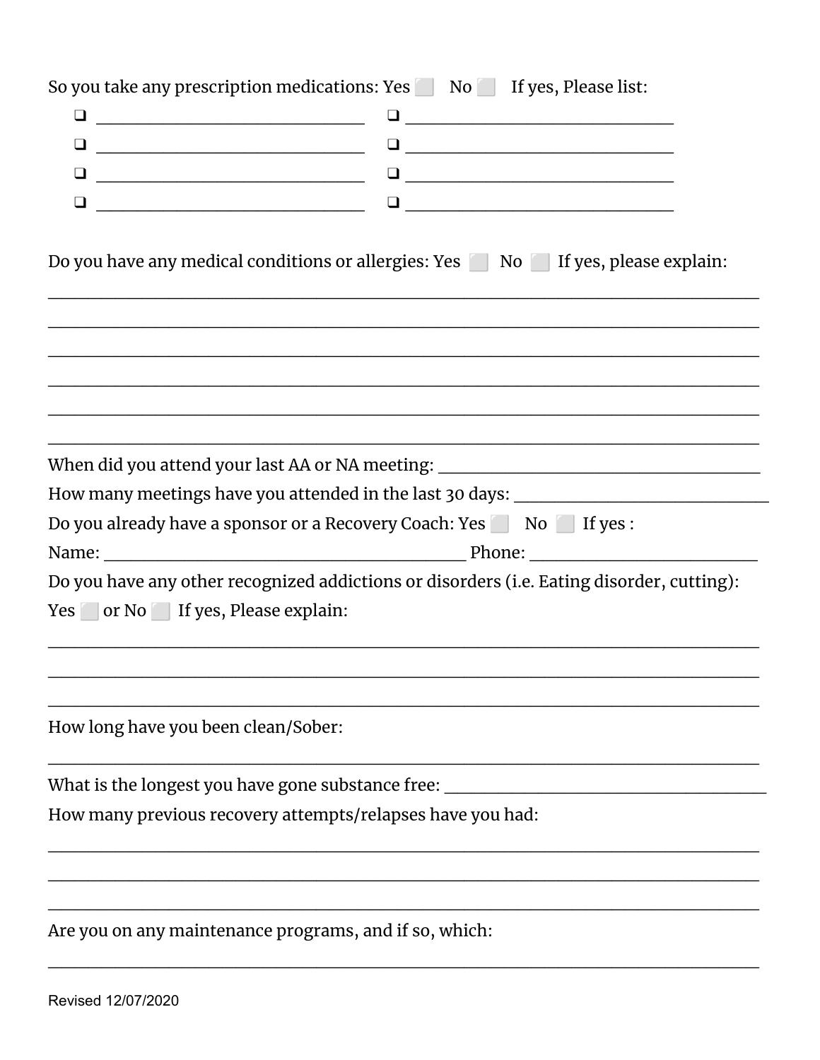So you take any prescription medications: Yes ⬜ No ⬜ If yes, Please list:

- ❑ ______________________________
- ❑ ______________________________
- ❑ ______________________________
- ❑ ______________________________
- ❑ ______________________________
- ❑ ______________________________
- ❑ ______________________________
- ❑ ______________________________

Do you have any medical conditions or allergies: Yes ⬜ No ⬜ If yes, please explain:

________________________________________________________________________________

________________________________________________________________________________

________________________________________________________________________________

________________________________________________________________________________

________________________________________________________________________________

________________________________________________________________________________

When did you attend your last AA or NA meeting: ______________________________

How many meetings have you attended in the last 30 days: ______________________

Do you already have a sponsor or a Recovery Coach: Yes ⬜ No ⬜ If yes :

Name: ____________________________________ Phone: _____________________

Do you have any other recognized addictions or disorders (i.e. Eating disorder, cutting):

Yes ⬜ or No ⬜ If yes, Please explain:

________________________________________________________________________________

________________________________________________________________________________

________________________________________________________________________________

How long have you been clean/Sober:

________________________________________________________________________________

What is the longest you have gone substance free: ______________________________

How many previous recovery attempts/relapses have you had:

________________________________________________________________________________

________________________________________________________________________________

________________________________________________________________________________

Are you on any maintenance programs, and if so, which:

________________________________________________________________________________

Revised 12/07/2020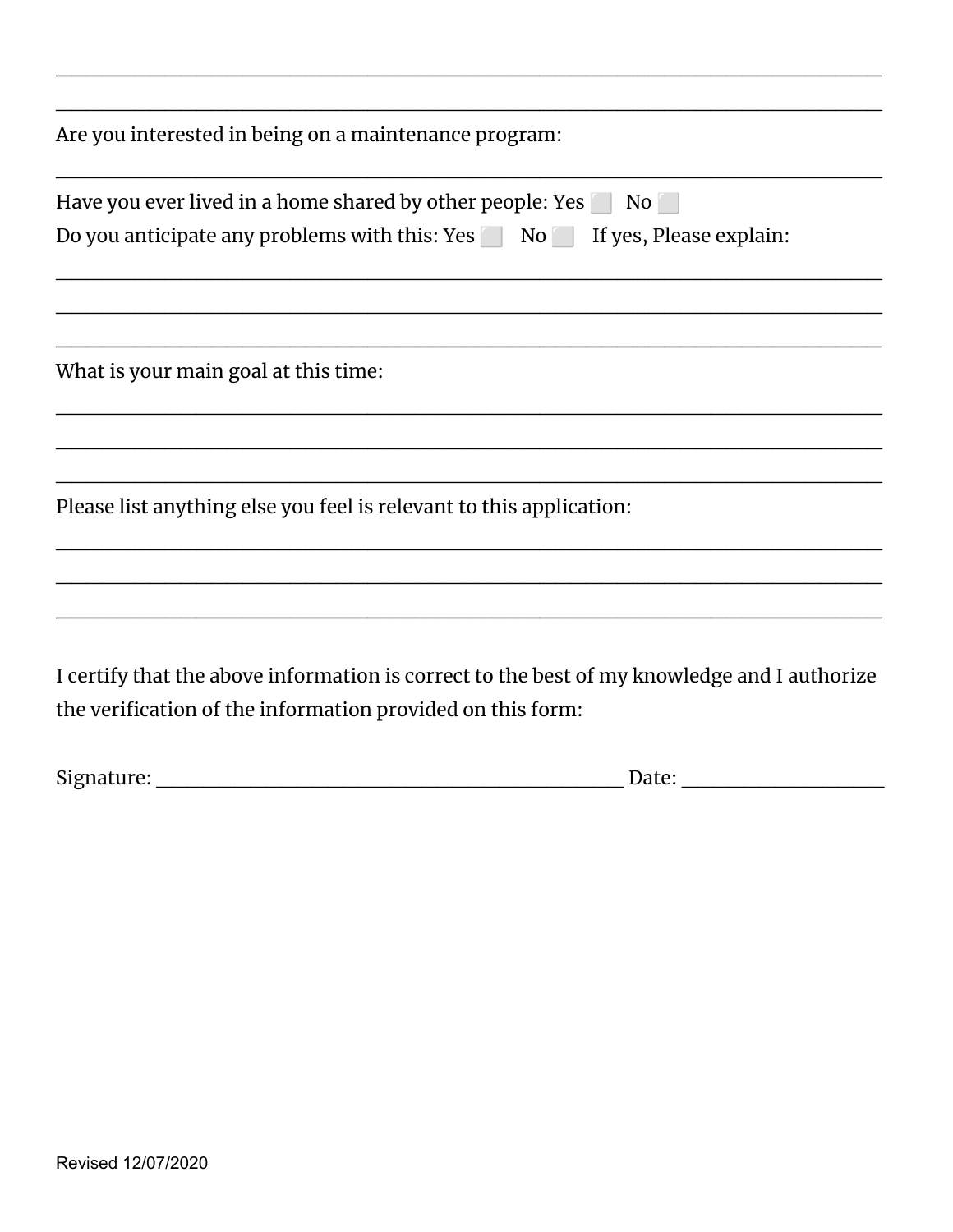\_\_\_\_\_\_\_\_\_\_\_\_\_\_\_\_\_\_\_\_\_\_\_\_\_\_\_\_\_\_\_\_\_\_\_\_\_\_\_\_\_\_\_\_\_\_\_\_\_\_\_\_\_\_\_\_\_\_\_\_\_\_\_\_\_\_\_\_\_\_\_\_\_\_\_\_

\_\_\_\_\_\_\_\_\_\_\_\_\_\_\_\_\_\_\_\_\_\_\_\_\_\_\_\_\_\_\_\_\_\_\_\_\_\_\_\_\_\_\_\_\_\_\_\_\_\_\_\_\_\_\_\_\_\_\_\_\_\_\_\_\_\_\_\_\_\_\_\_\_\_\_\_

Are you interested in being on a maintenance program:

\_\_\_\_\_\_\_\_\_\_\_\_\_\_\_\_\_\_\_\_\_\_\_\_\_\_\_\_\_\_\_\_\_\_\_\_\_\_\_\_\_\_\_\_\_\_\_\_\_\_\_\_\_\_\_\_\_\_\_\_\_\_\_\_\_\_\_\_\_\_\_\_\_\_\_\_

Have you ever lived in a home shared by other people: Yes ☐ No ☐

Do you anticipate any problems with this: Yes ☐ No ☐ If yes, Please explain:

\_\_\_\_\_\_\_\_\_\_\_\_\_\_\_\_\_\_\_\_\_\_\_\_\_\_\_\_\_\_\_\_\_\_\_\_\_\_\_\_\_\_\_\_\_\_\_\_\_\_\_\_\_\_\_\_\_\_\_\_\_\_\_\_\_\_\_\_\_\_\_\_\_\_\_\_

\_\_\_\_\_\_\_\_\_\_\_\_\_\_\_\_\_\_\_\_\_\_\_\_\_\_\_\_\_\_\_\_\_\_\_\_\_\_\_\_\_\_\_\_\_\_\_\_\_\_\_\_\_\_\_\_\_\_\_\_\_\_\_\_\_\_\_\_\_\_\_\_\_\_\_\_

\_\_\_\_\_\_\_\_\_\_\_\_\_\_\_\_\_\_\_\_\_\_\_\_\_\_\_\_\_\_\_\_\_\_\_\_\_\_\_\_\_\_\_\_\_\_\_\_\_\_\_\_\_\_\_\_\_\_\_\_\_\_\_\_\_\_\_\_\_\_\_\_\_\_\_\_

What is your main goal at this time:

\_\_\_\_\_\_\_\_\_\_\_\_\_\_\_\_\_\_\_\_\_\_\_\_\_\_\_\_\_\_\_\_\_\_\_\_\_\_\_\_\_\_\_\_\_\_\_\_\_\_\_\_\_\_\_\_\_\_\_\_\_\_\_\_\_\_\_\_\_\_\_\_\_\_\_\_

\_\_\_\_\_\_\_\_\_\_\_\_\_\_\_\_\_\_\_\_\_\_\_\_\_\_\_\_\_\_\_\_\_\_\_\_\_\_\_\_\_\_\_\_\_\_\_\_\_\_\_\_\_\_\_\_\_\_\_\_\_\_\_\_\_\_\_\_\_\_\_\_\_\_\_\_

\_\_\_\_\_\_\_\_\_\_\_\_\_\_\_\_\_\_\_\_\_\_\_\_\_\_\_\_\_\_\_\_\_\_\_\_\_\_\_\_\_\_\_\_\_\_\_\_\_\_\_\_\_\_\_\_\_\_\_\_\_\_\_\_\_\_\_\_\_\_\_\_\_\_\_\_

Please list anything else you feel is relevant to this application:

\_\_\_\_\_\_\_\_\_\_\_\_\_\_\_\_\_\_\_\_\_\_\_\_\_\_\_\_\_\_\_\_\_\_\_\_\_\_\_\_\_\_\_\_\_\_\_\_\_\_\_\_\_\_\_\_\_\_\_\_\_\_\_\_\_\_\_\_\_\_\_\_\_\_\_\_

\_\_\_\_\_\_\_\_\_\_\_\_\_\_\_\_\_\_\_\_\_\_\_\_\_\_\_\_\_\_\_\_\_\_\_\_\_\_\_\_\_\_\_\_\_\_\_\_\_\_\_\_\_\_\_\_\_\_\_\_\_\_\_\_\_\_\_\_\_\_\_\_\_\_\_\_

\_\_\_\_\_\_\_\_\_\_\_\_\_\_\_\_\_\_\_\_\_\_\_\_\_\_\_\_\_\_\_\_\_\_\_\_\_\_\_\_\_\_\_\_\_\_\_\_\_\_\_\_\_\_\_\_\_\_\_\_\_\_\_\_\_\_\_\_\_\_\_\_\_\_\_\_

I certify that the above information is correct to the best of my knowledge and I authorize the verification of the information provided on this form:

Signature: \_\_\_\_\_\_\_\_\_\_\_\_\_\_\_\_\_\_\_\_\_\_\_\_\_\_\_\_\_\_\_\_\_\_\_\_\_\_\_\_\_\_\_\_ Date: \_\_\_\_\_\_\_\_\_\_\_\_\_\_\_\_\_\_\_\_

Revised 12/07/2020